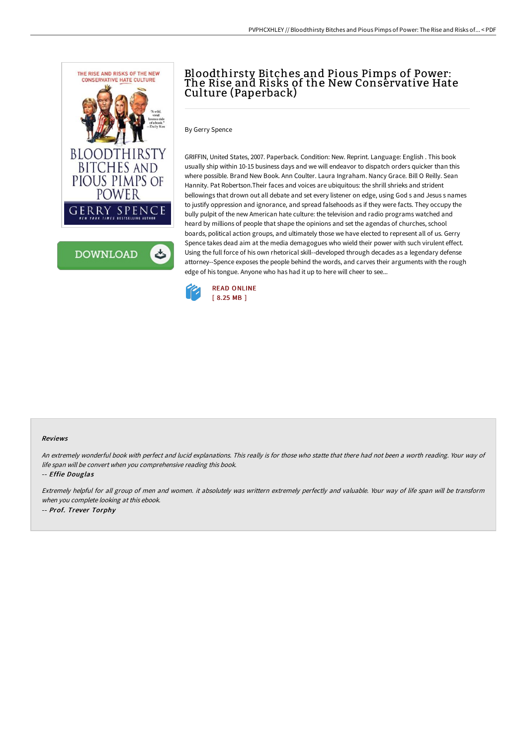# Bloodthirsty Bitches and Pious Pimps of Power: The Rise and Risks of the New Conservative Hate Culture (Paperback)

By Gerry Spence

GRIFFIN, United States, 2007. Paperback. Condition: New. Reprint. Language: English . This book usually ship within 10-15 business days and we will endeavor to dispatch orders quicker than this where possible. Brand New Book. Ann Coulter. Laura Ingraham. Nancy Grace. Bill O Reilly. Sean Hannity. Pat Robertson.Their faces and voices are ubiquitous: the shrill shrieks and strident bellowings that drown out all debate and set every listener on edge, using God s and Jesus s names to justify oppression and ignorance, and spread falsehoods as if they were facts. They occupy the bully pulpit of the new American hate culture: the television and radio programs watched and heard by millions of people that shape the opinions and set the agendas of churches, school boards, political action groups, and ultimately those we have elected to represent all of us. Gerry Spence takes dead aim at the media demagogues who wield their power with such virulent effect. Using the full force of his own rhetorical skill--developed through decades as a legendary defense attorney--Spence exposes the people behind the words, and carves their arguments with the rough edge of his tongue. Anyone who has had it up to here will cheer to see...

READ ONLINE
[ 8.25 MB ]

## Reviews

*An extremely wonderful book with perfect and lucid explanations. This really is for those who statte that there had not been a worth reading. Your way of life span will be convert when you comprehensive reading this book.*

*-- Effie Douglas*

*Extremely helpful for all group of men and women. it absolutely was writtern extremely perfectly and valuable. Your way of life span will be transform when you complete looking at this ebook.*

*-- Prof. Trever Torphy*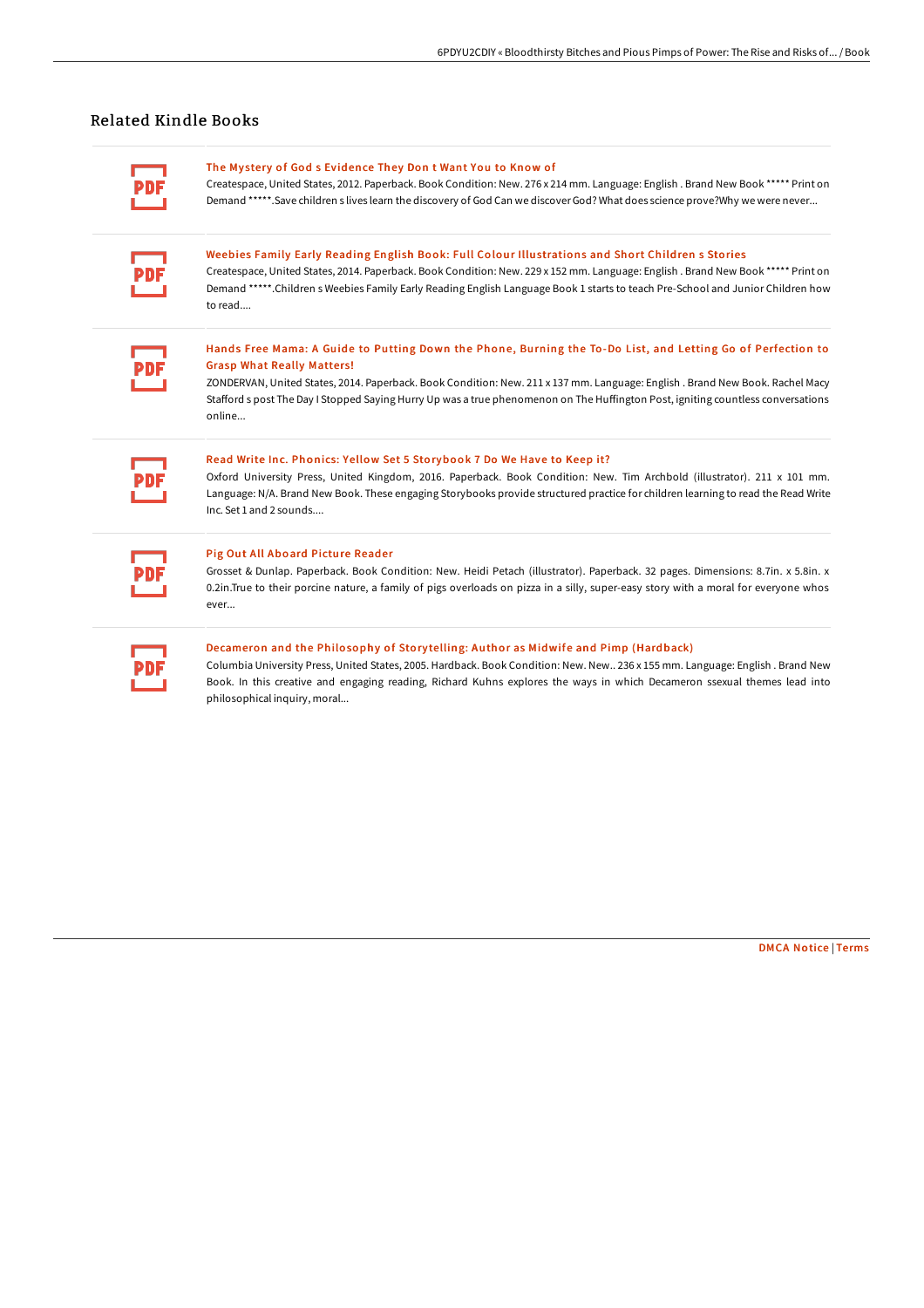## Related Kindle Books

### The Mystery of God s Evidence They Don t Want You to Know of

Createspace, United States, 2012. Paperback. Book Condition: New. 276 x 214 mm. Language: English . Brand New Book ***** Print on Demand *****.Save children s lives learn the discovery of God Can we discover God? What does science prove?Why we were never...

### Weebies Family Early Reading English Book: Full Colour Illustrations and Short Children s Stories

Createspace, United States, 2014. Paperback. Book Condition: New. 229 x 152 mm. Language: English . Brand New Book ***** Print on Demand *****.Children s Weebies Family Early Reading English Language Book 1 starts to teach Pre-School and Junior Children how to read....

### Hands Free Mama: A Guide to Putting Down the Phone, Burning the To-Do List, and Letting Go of Perfection to Grasp What Really Matters!

ZONDERVAN, United States, 2014. Paperback. Book Condition: New. 211 x 137 mm. Language: English . Brand New Book. Rachel Macy Stafford s post The Day I Stopped Saying Hurry Up was a true phenomenon on The Huffington Post, igniting countless conversations online...

### Read Write Inc. Phonics: Yellow Set 5 Storybook 7 Do We Have to Keep it?

Oxford University Press, United Kingdom, 2016. Paperback. Book Condition: New. Tim Archbold (illustrator). 211 x 101 mm. Language: N/A. Brand New Book. These engaging Storybooks provide structured practice for children learning to read the Read Write Inc. Set 1 and 2 sounds....

### Pig Out All Aboard Picture Reader

Grosset & Dunlap. Paperback. Book Condition: New. Heidi Petach (illustrator). Paperback. 32 pages. Dimensions: 8.7in. x 5.8in. x 0.2in.True to their porcine nature, a family of pigs overloads on pizza in a silly, super-easy story with a moral for everyone whos ever...

### Decameron and the Philosophy of Storytelling: Author as Midwife and Pimp (Hardback)

Columbia University Press, United States, 2005. Hardback. Book Condition: New. New.. 236 x 155 mm. Language: English . Brand New Book. In this creative and engaging reading, Richard Kuhns explores the ways in which Decameron ssexual themes lead into philosophical inquiry, moral...

DMCA Notice | Terms